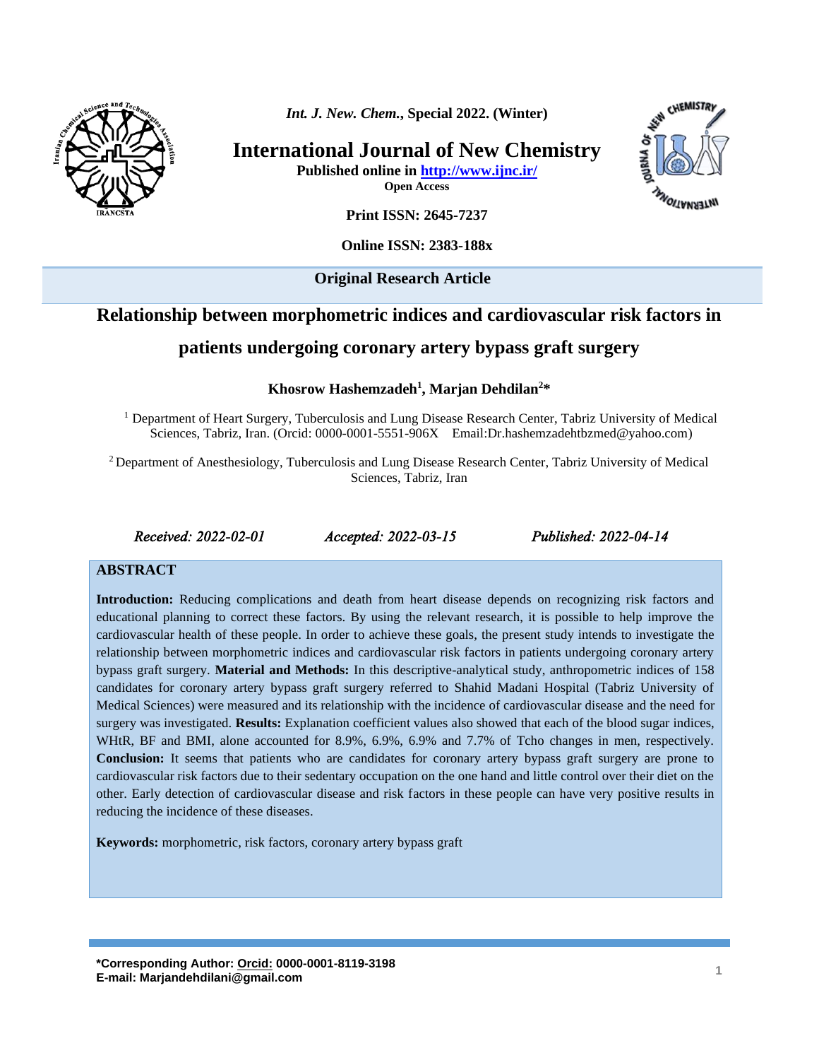**Original Research Article**

# Relationship between morphometric indices and cardiovascular risk factors in patients undergoing coronary artery bypass graft surgery

**Khosrow Hashemzadeh[1], Marjan Dehdilan[2]***

[1] Department of Heart Surgery, Tuberculosis and Lung Disease Research Center, Tabriz University of Medical Sciences, Tabriz, Iran. (Orcid: 0000-0001-5551-906X Email:Dr.hashemzadehtbzmed@yahoo.com)

[2] Department of Anesthesiology, Tuberculosis and Lung Disease Research Center, Tabriz University of Medical Sciences, Tabriz, Iran

*Received: 2022-02-01* *Accepted: 2022-03-15* *Published: 2022-04-14*

## ABSTRACT

**Introduction:** Reducing complications and death from heart disease depends on recognizing risk factors and educational planning to correct these factors. By using the relevant research, it is possible to help improve the cardiovascular health of these people. In order to achieve these goals, the present study intends to investigate the relationship between morphometric indices and cardiovascular risk factors in patients undergoing coronary artery bypass graft surgery. **Material and Methods:** In this descriptive-analytical study, anthropometric indices of 158 candidates for coronary artery bypass graft surgery referred to Shahid Madani Hospital (Tabriz University of Medical Sciences) were measured and its relationship with the incidence of cardiovascular disease and the need for surgery was investigated. **Results:** Explanation coefficient values also showed that each of the blood sugar indices, WHtR, BF and BMI, alone accounted for 8.9%, 6.9%, 6.9% and 7.7% of Tcho changes in men, respectively. **Conclusion:** It seems that patients who are candidates for coronary artery bypass graft surgery are prone to cardiovascular risk factors due to their sedentary occupation on the one hand and little control over their diet on the other. Early detection of cardiovascular disease and risk factors in these people can have very positive results in reducing the incidence of these diseases.

**Keywords:** morphometric, risk factors, coronary artery bypass graft

**\*Corresponding Author: Orcid: 0000-0001-8119-3198**
**E-mail: Marjandehdilani@gmail.com**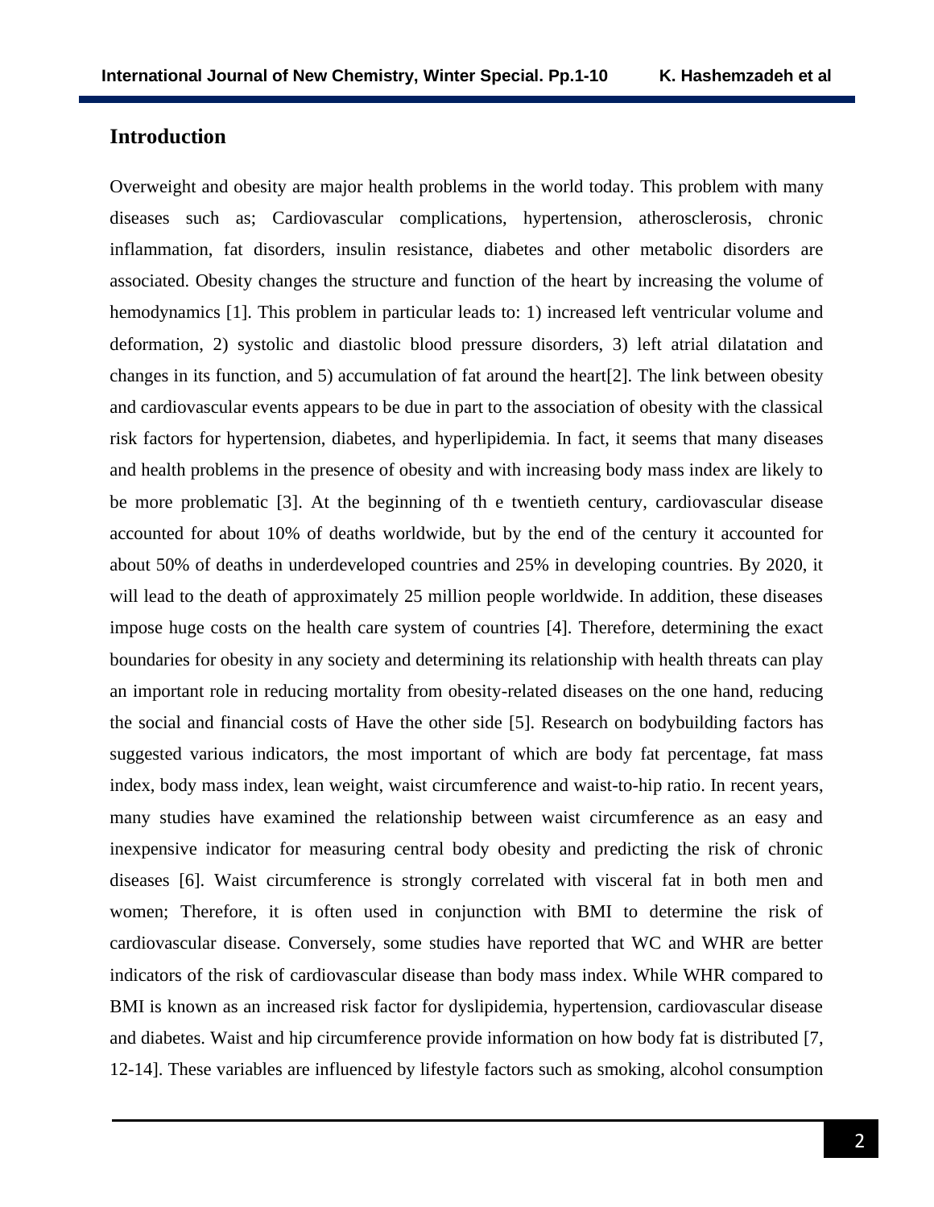## Introduction

Overweight and obesity are major health problems in the world today. This problem with many diseases such as; Cardiovascular complications, hypertension, atherosclerosis, chronic inflammation, fat disorders, insulin resistance, diabetes and other metabolic disorders are associated. Obesity changes the structure and function of the heart by increasing the volume of hemodynamics [1]. This problem in particular leads to: 1) increased left ventricular volume and deformation, 2) systolic and diastolic blood pressure disorders, 3) left atrial dilatation and changes in its function, and 5) accumulation of fat around the heart[2]. The link between obesity and cardiovascular events appears to be due in part to the association of obesity with the classical risk factors for hypertension, diabetes, and hyperlipidemia. In fact, it seems that many diseases and health problems in the presence of obesity and with increasing body mass index are likely to be more problematic [3]. At the beginning of th e twentieth century, cardiovascular disease accounted for about 10% of deaths worldwide, but by the end of the century it accounted for about 50% of deaths in underdeveloped countries and 25% in developing countries. By 2020, it will lead to the death of approximately 25 million people worldwide. In addition, these diseases impose huge costs on the health care system of countries [4]. Therefore, determining the exact boundaries for obesity in any society and determining its relationship with health threats can play an important role in reducing mortality from obesity-related diseases on the one hand, reducing the social and financial costs of Have the other side [5]. Research on bodybuilding factors has suggested various indicators, the most important of which are body fat percentage, fat mass index, body mass index, lean weight, waist circumference and waist-to-hip ratio. In recent years, many studies have examined the relationship between waist circumference as an easy and inexpensive indicator for measuring central body obesity and predicting the risk of chronic diseases [6]. Waist circumference is strongly correlated with visceral fat in both men and women; Therefore, it is often used in conjunction with BMI to determine the risk of cardiovascular disease. Conversely, some studies have reported that WC and WHR are better indicators of the risk of cardiovascular disease than body mass index. While WHR compared to BMI is known as an increased risk factor for dyslipidemia, hypertension, cardiovascular disease and diabetes. Waist and hip circumference provide information on how body fat is distributed [7, 12-14]. These variables are influenced by lifestyle factors such as smoking, alcohol consumption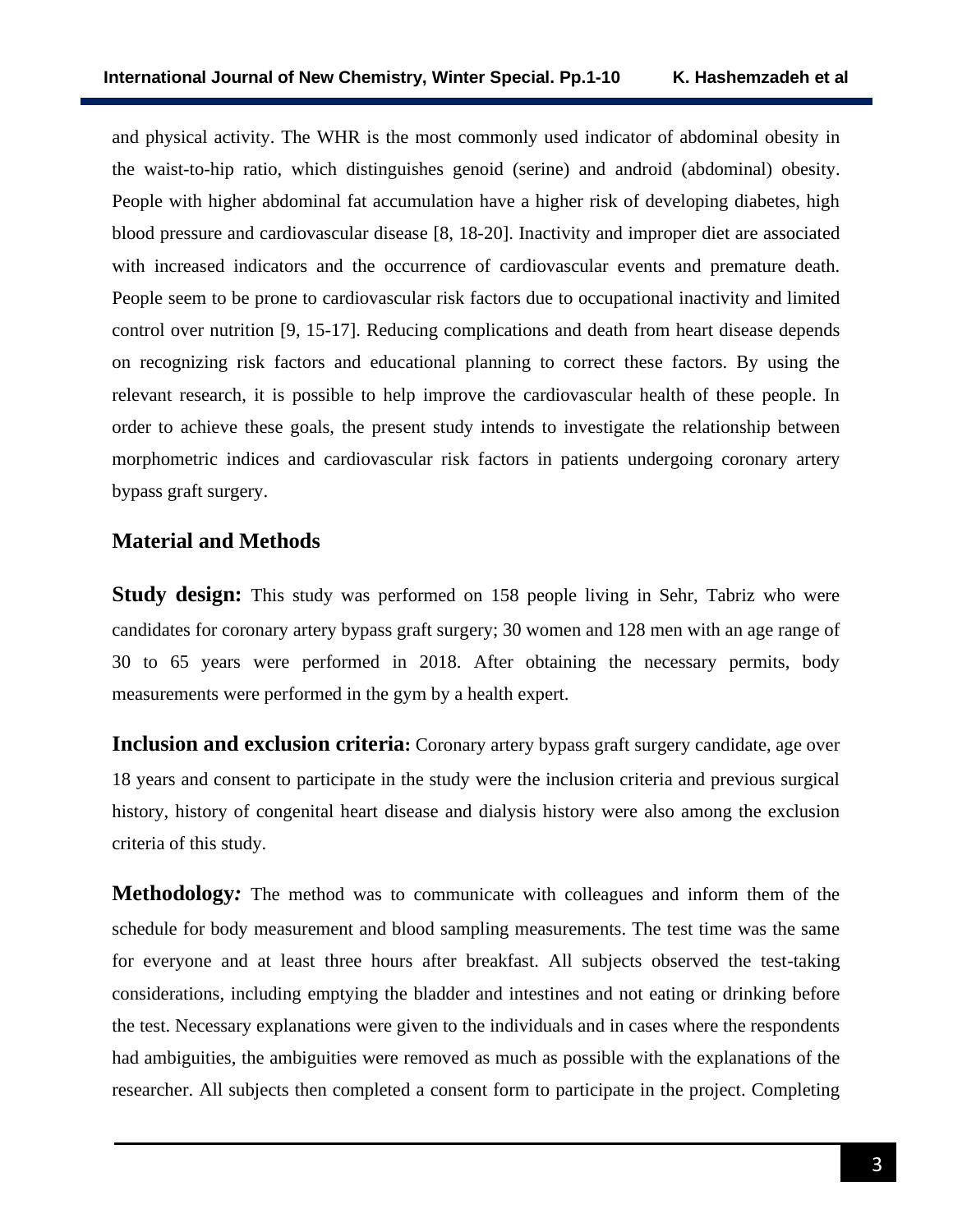and physical activity. The WHR is the most commonly used indicator of abdominal obesity in the waist-to-hip ratio, which distinguishes genoid (serine) and android (abdominal) obesity. People with higher abdominal fat accumulation have a higher risk of developing diabetes, high blood pressure and cardiovascular disease [8, 18-20]. Inactivity and improper diet are associated with increased indicators and the occurrence of cardiovascular events and premature death. People seem to be prone to cardiovascular risk factors due to occupational inactivity and limited control over nutrition [9, 15-17]. Reducing complications and death from heart disease depends on recognizing risk factors and educational planning to correct these factors. By using the relevant research, it is possible to help improve the cardiovascular health of these people. In order to achieve these goals, the present study intends to investigate the relationship between morphometric indices and cardiovascular risk factors in patients undergoing coronary artery bypass graft surgery.

## Material and Methods

**Study design:** This study was performed on 158 people living in Sehr, Tabriz who were candidates for coronary artery bypass graft surgery; 30 women and 128 men with an age range of 30 to 65 years were performed in 2018. After obtaining the necessary permits, body measurements were performed in the gym by a health expert.

**Inclusion and exclusion criteria:** Coronary artery bypass graft surgery candidate, age over 18 years and consent to participate in the study were the inclusion criteria and previous surgical history, history of congenital heart disease and dialysis history were also among the exclusion criteria of this study.

**Methodology***:* The method was to communicate with colleagues and inform them of the schedule for body measurement and blood sampling measurements. The test time was the same for everyone and at least three hours after breakfast. All subjects observed the test-taking considerations, including emptying the bladder and intestines and not eating or drinking before the test. Necessary explanations were given to the individuals and in cases where the respondents had ambiguities, the ambiguities were removed as much as possible with the explanations of the researcher. All subjects then completed a consent form to participate in the project. Completing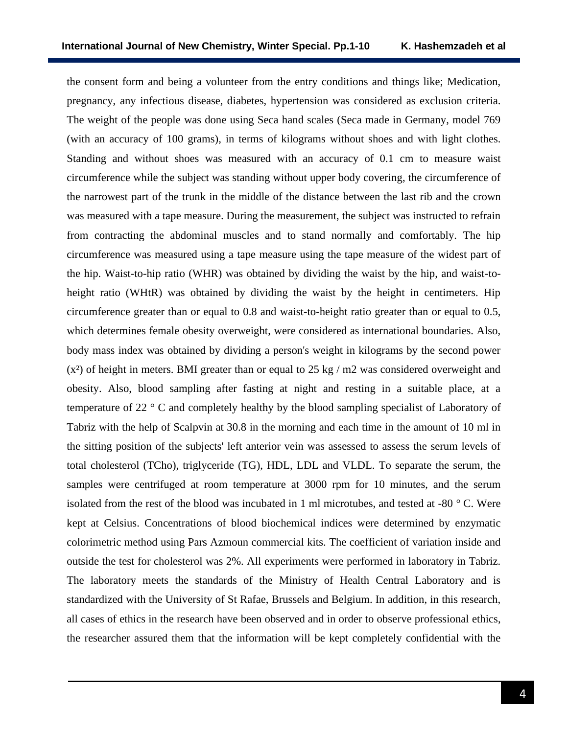the consent form and being a volunteer from the entry conditions and things like; Medication, pregnancy, any infectious disease, diabetes, hypertension was considered as exclusion criteria. The weight of the people was done using Seca hand scales (Seca made in Germany, model 769 (with an accuracy of 100 grams), in terms of kilograms without shoes and with light clothes. Standing and without shoes was measured with an accuracy of 0.1 cm to measure waist circumference while the subject was standing without upper body covering, the circumference of the narrowest part of the trunk in the middle of the distance between the last rib and the crown was measured with a tape measure. During the measurement, the subject was instructed to refrain from contracting the abdominal muscles and to stand normally and comfortably. The hip circumference was measured using a tape measure using the tape measure of the widest part of the hip. Waist-to-hip ratio (WHR) was obtained by dividing the waist by the hip, and waist-to-height ratio (WHtR) was obtained by dividing the waist by the height in centimeters. Hip circumference greater than or equal to 0.8 and waist-to-height ratio greater than or equal to 0.5, which determines female obesity overweight, were considered as international boundaries. Also, body mass index was obtained by dividing a person's weight in kilograms by the second power ($x^2$) of height in meters. BMI greater than or equal to 25 kg / m2 was considered overweight and obesity. Also, blood sampling after fasting at night and resting in a suitable place, at a temperature of 22 ° C and completely healthy by the blood sampling specialist of Laboratory of Tabriz with the help of Scalpvin at 30.8 in the morning and each time in the amount of 10 ml in the sitting position of the subjects' left anterior vein was assessed to assess the serum levels of total cholesterol (TCho), triglyceride (TG), HDL, LDL and VLDL. To separate the serum, the samples were centrifuged at room temperature at 3000 rpm for 10 minutes, and the serum isolated from the rest of the blood was incubated in 1 ml microtubes, and tested at -80 ° C. Were kept at Celsius. Concentrations of blood biochemical indices were determined by enzymatic colorimetric method using Pars Azmoun commercial kits. The coefficient of variation inside and outside the test for cholesterol was 2%. All experiments were performed in laboratory in Tabriz. The laboratory meets the standards of the Ministry of Health Central Laboratory and is standardized with the University of St Rafae, Brussels and Belgium. In addition, in this research, all cases of ethics in the research have been observed and in order to observe professional ethics, the researcher assured them that the information will be kept completely confidential with the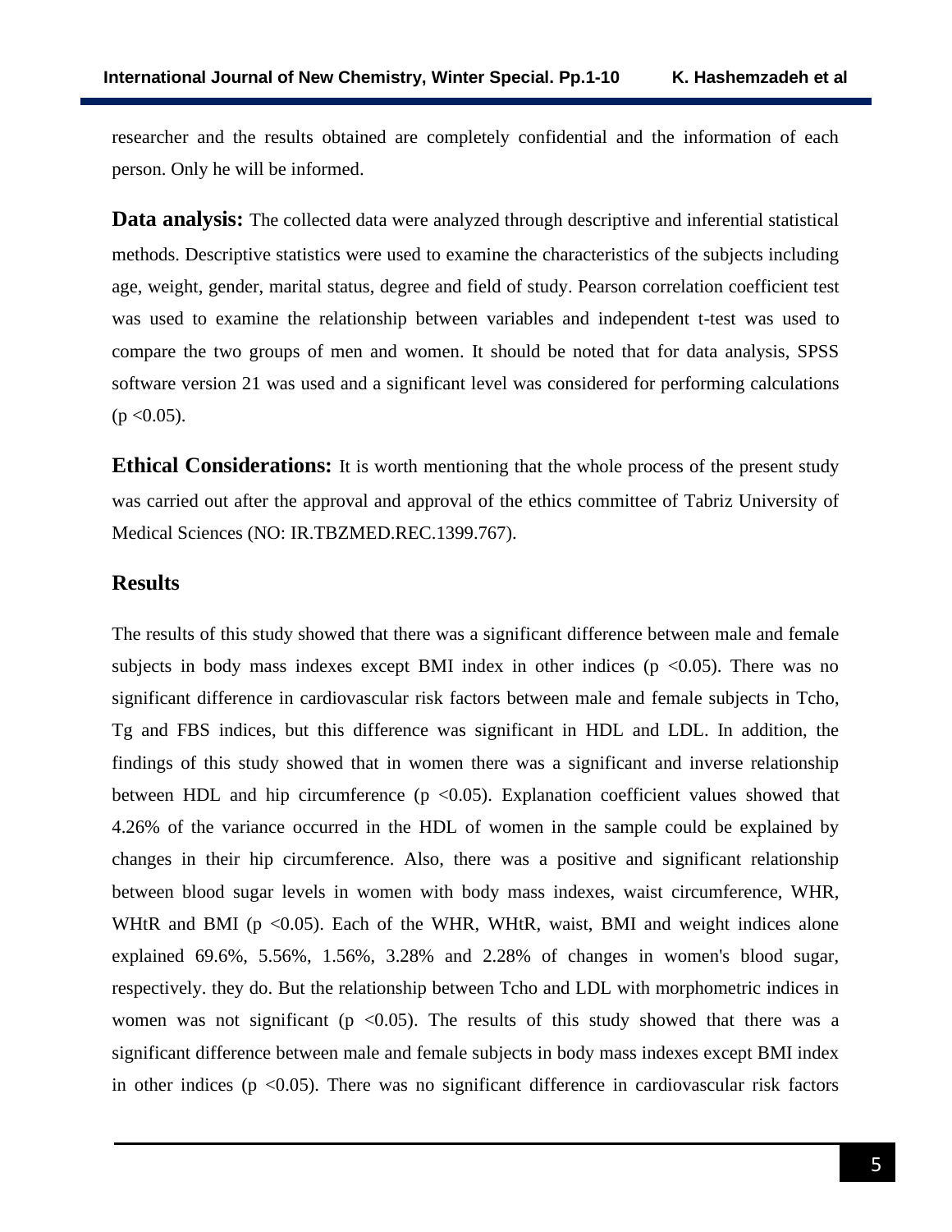researcher and the results obtained are completely confidential and the information of each person. Only he will be informed.

**Data analysis:** The collected data were analyzed through descriptive and inferential statistical methods. Descriptive statistics were used to examine the characteristics of the subjects including age, weight, gender, marital status, degree and field of study. Pearson correlation coefficient test was used to examine the relationship between variables and independent t-test was used to compare the two groups of men and women. It should be noted that for data analysis, SPSS software version 21 was used and a significant level was considered for performing calculations ($p < 0.05$).

**Ethical Considerations:** It is worth mentioning that the whole process of the present study was carried out after the approval and approval of the ethics committee of Tabriz University of Medical Sciences (NO: IR.TBZMED.REC.1399.767).

## Results

The results of this study showed that there was a significant difference between male and female subjects in body mass indexes except BMI index in other indices ($p < 0.05$). There was no significant difference in cardiovascular risk factors between male and female subjects in Tcho, Tg and FBS indices, but this difference was significant in HDL and LDL. In addition, the findings of this study showed that in women there was a significant and inverse relationship between HDL and hip circumference ($p < 0.05$). Explanation coefficient values showed that 4.26% of the variance occurred in the HDL of women in the sample could be explained by changes in their hip circumference. Also, there was a positive and significant relationship between blood sugar levels in women with body mass indexes, waist circumference, WHR, WHtR and BMI ($p < 0.05$). Each of the WHR, WHtR, waist, BMI and weight indices alone explained 69.6%, 5.56%, 1.56%, 3.28% and 2.28% of changes in women's blood sugar, respectively. they do. But the relationship between Tcho and LDL with morphometric indices in women was not significant ($p < 0.05$). The results of this study showed that there was a significant difference between male and female subjects in body mass indexes except BMI index in other indices ($p < 0.05$). There was no significant difference in cardiovascular risk factors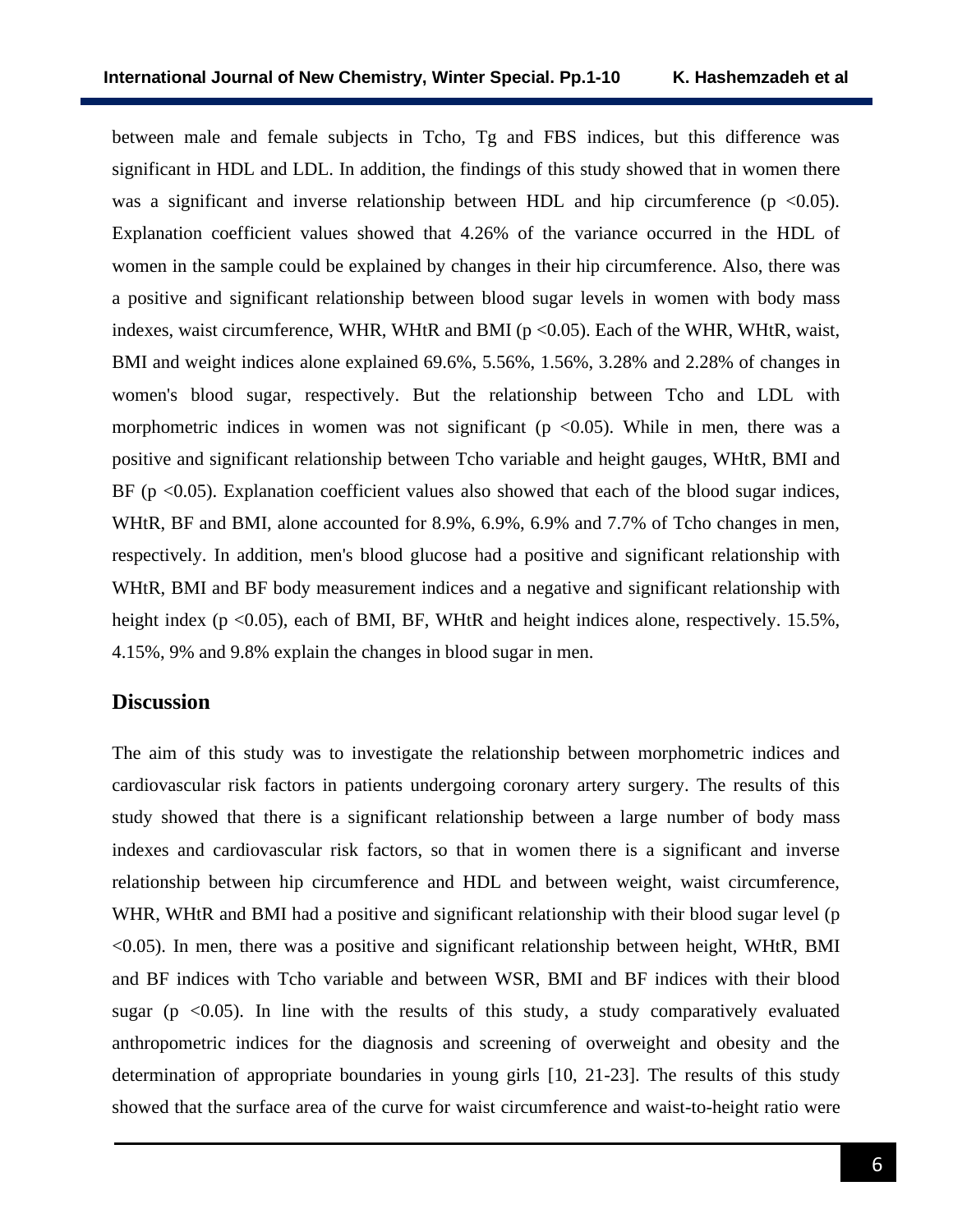between male and female subjects in Tcho, Tg and FBS indices, but this difference was significant in HDL and LDL. In addition, the findings of this study showed that in women there was a significant and inverse relationship between HDL and hip circumference ($p < 0.05$). Explanation coefficient values showed that 4.26% of the variance occurred in the HDL of women in the sample could be explained by changes in their hip circumference. Also, there was a positive and significant relationship between blood sugar levels in women with body mass indexes, waist circumference, WHR, WHtR and BMI ($p < 0.05$). Each of the WHR, WHtR, waist, BMI and weight indices alone explained 69.6%, 5.56%, 1.56%, 3.28% and 2.28% of changes in women's blood sugar, respectively. But the relationship between Tcho and LDL with morphometric indices in women was not significant ($p < 0.05$). While in men, there was a positive and significant relationship between Tcho variable and height gauges, WHtR, BMI and BF ($p < 0.05$). Explanation coefficient values also showed that each of the blood sugar indices, WHtR, BF and BMI, alone accounted for 8.9%, 6.9%, 6.9% and 7.7% of Tcho changes in men, respectively. In addition, men's blood glucose had a positive and significant relationship with WHtR, BMI and BF body measurement indices and a negative and significant relationship with height index ($p < 0.05$), each of BMI, BF, WHtR and height indices alone, respectively. 15.5%, 4.15%, 9% and 9.8% explain the changes in blood sugar in men.

## Discussion

The aim of this study was to investigate the relationship between morphometric indices and cardiovascular risk factors in patients undergoing coronary artery surgery. The results of this study showed that there is a significant relationship between a large number of body mass indexes and cardiovascular risk factors, so that in women there is a significant and inverse relationship between hip circumference and HDL and between weight, waist circumference, WHR, WHtR and BMI had a positive and significant relationship with their blood sugar level ($p < 0.05$). In men, there was a positive and significant relationship between height, WHtR, BMI and BF indices with Tcho variable and between WSR, BMI and BF indices with their blood sugar ($p < 0.05$). In line with the results of this study, a study comparatively evaluated anthropometric indices for the diagnosis and screening of overweight and obesity and the determination of appropriate boundaries in young girls [10, 21-23]. The results of this study showed that the surface area of the curve for waist circumference and waist-to-height ratio were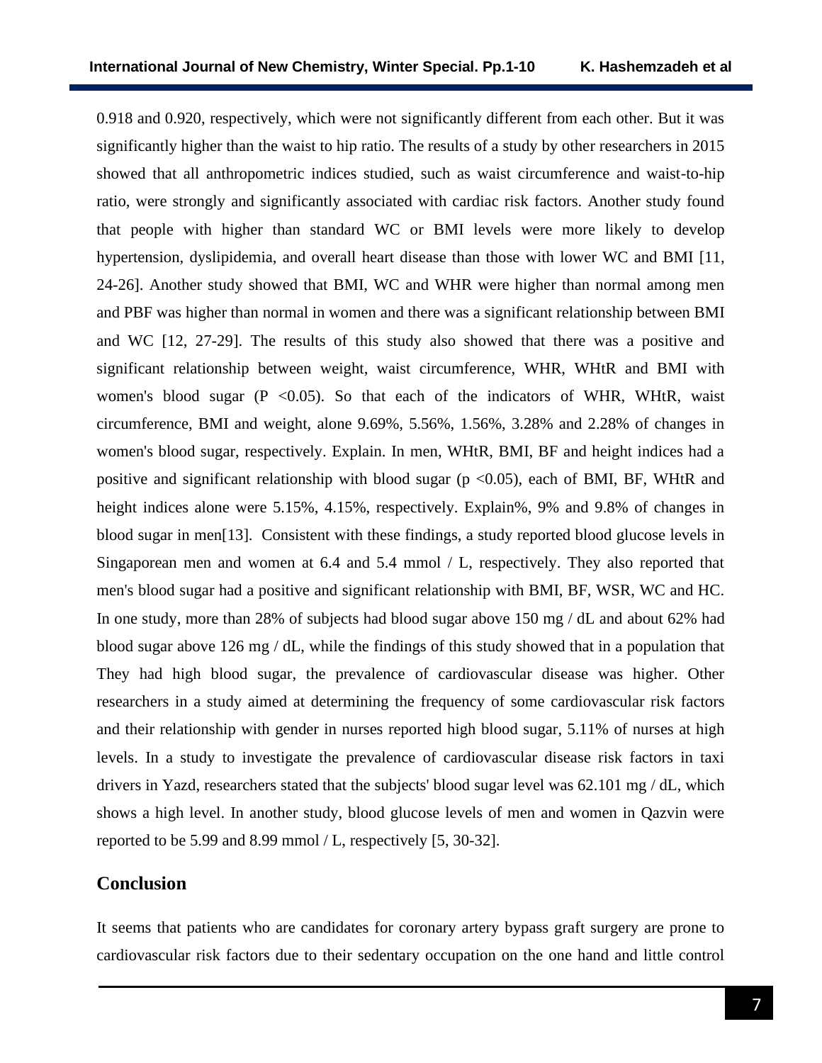0.918 and 0.920, respectively, which were not significantly different from each other. But it was significantly higher than the waist to hip ratio. The results of a study by other researchers in 2015 showed that all anthropometric indices studied, such as waist circumference and waist-to-hip ratio, were strongly and significantly associated with cardiac risk factors. Another study found that people with higher than standard WC or BMI levels were more likely to develop hypertension, dyslipidemia, and overall heart disease than those with lower WC and BMI [11, 24-26]. Another study showed that BMI, WC and WHR were higher than normal among men and PBF was higher than normal in women and there was a significant relationship between BMI and WC [12, 27-29]. The results of this study also showed that there was a positive and significant relationship between weight, waist circumference, WHR, WHtR and BMI with women's blood sugar ($P < 0.05$). So that each of the indicators of WHR, WHtR, waist circumference, BMI and weight, alone 9.69%, 5.56%, 1.56%, 3.28% and 2.28% of changes in women's blood sugar, respectively. Explain. In men, WHtR, BMI, BF and height indices had a positive and significant relationship with blood sugar ($p < 0.05$), each of BMI, BF, WHtR and height indices alone were 5.15%, 4.15%, respectively. Explain%, 9% and 9.8% of changes in blood sugar in men[13]. Consistent with these findings, a study reported blood glucose levels in Singaporean men and women at 6.4 and 5.4 mmol / L, respectively. They also reported that men's blood sugar had a positive and significant relationship with BMI, BF, WSR, WC and HC. In one study, more than 28% of subjects had blood sugar above 150 mg / dL and about 62% had blood sugar above 126 mg / dL, while the findings of this study showed that in a population that They had high blood sugar, the prevalence of cardiovascular disease was higher. Other researchers in a study aimed at determining the frequency of some cardiovascular risk factors and their relationship with gender in nurses reported high blood sugar, 5.11% of nurses at high levels. In a study to investigate the prevalence of cardiovascular disease risk factors in taxi drivers in Yazd, researchers stated that the subjects' blood sugar level was 62.101 mg / dL, which shows a high level. In another study, blood glucose levels of men and women in Qazvin were reported to be 5.99 and 8.99 mmol / L, respectively [5, 30-32].

## Conclusion

It seems that patients who are candidates for coronary artery bypass graft surgery are prone to cardiovascular risk factors due to their sedentary occupation on the one hand and little control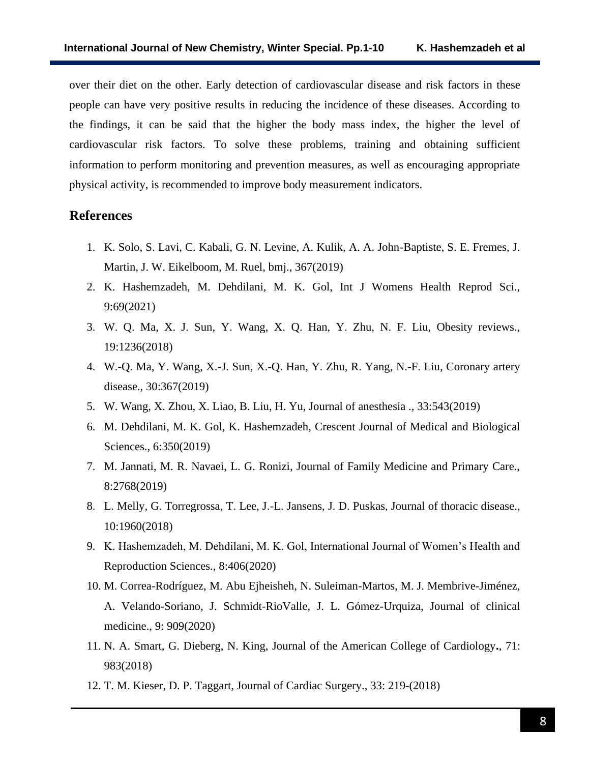over their diet on the other. Early detection of cardiovascular disease and risk factors in these people can have very positive results in reducing the incidence of these diseases. According to the findings, it can be said that the higher the body mass index, the higher the level of cardiovascular risk factors. To solve these problems, training and obtaining sufficient information to perform monitoring and prevention measures, as well as encouraging appropriate physical activity, is recommended to improve body measurement indicators.

## References

1. K. Solo, S. Lavi, C. Kabali, G. N. Levine, A. Kulik, A. A. John-Baptiste, S. E. Fremes, J. Martin, J. W. Eikelboom, M. Ruel, bmj., 367(2019)
2. K. Hashemzadeh, M. Dehdilani, M. K. Gol, Int J Womens Health Reprod Sci., 9:69(2021)
3. W. Q. Ma, X. J. Sun, Y. Wang, X. Q. Han, Y. Zhu, N. F. Liu, Obesity reviews., 19:1236(2018)
4. W.-Q. Ma, Y. Wang, X.-J. Sun, X.-Q. Han, Y. Zhu, R. Yang, N.-F. Liu, Coronary artery disease., 30:367(2019)
5. W. Wang, X. Zhou, X. Liao, B. Liu, H. Yu, Journal of anesthesia ., 33:543(2019)
6. M. Dehdilani, M. K. Gol, K. Hashemzadeh, Crescent Journal of Medical and Biological Sciences., 6:350(2019)
7. M. Jannati, M. R. Navaei, L. G. Ronizi, Journal of Family Medicine and Primary Care., 8:2768(2019)
8. L. Melly, G. Torregrossa, T. Lee, J.-L. Jansens, J. D. Puskas, Journal of thoracic disease., 10:1960(2018)
9. K. Hashemzadeh, M. Dehdilani, M. K. Gol, International Journal of Women's Health and Reproduction Sciences., 8:406(2020)
10. M. Correa-Rodríguez, M. Abu Ejheisheh, N. Suleiman-Martos, M. J. Membrive-Jiménez, A. Velando-Soriano, J. Schmidt-RioValle, J. L. Gómez-Urquiza, Journal of clinical medicine., 9: 909(2020)
11. N. A. Smart, G. Dieberg, N. King, Journal of the American College of Cardiology**.**, 71: 983(2018)
12. T. M. Kieser, D. P. Taggart, Journal of Cardiac Surgery., 33: 219-(2018)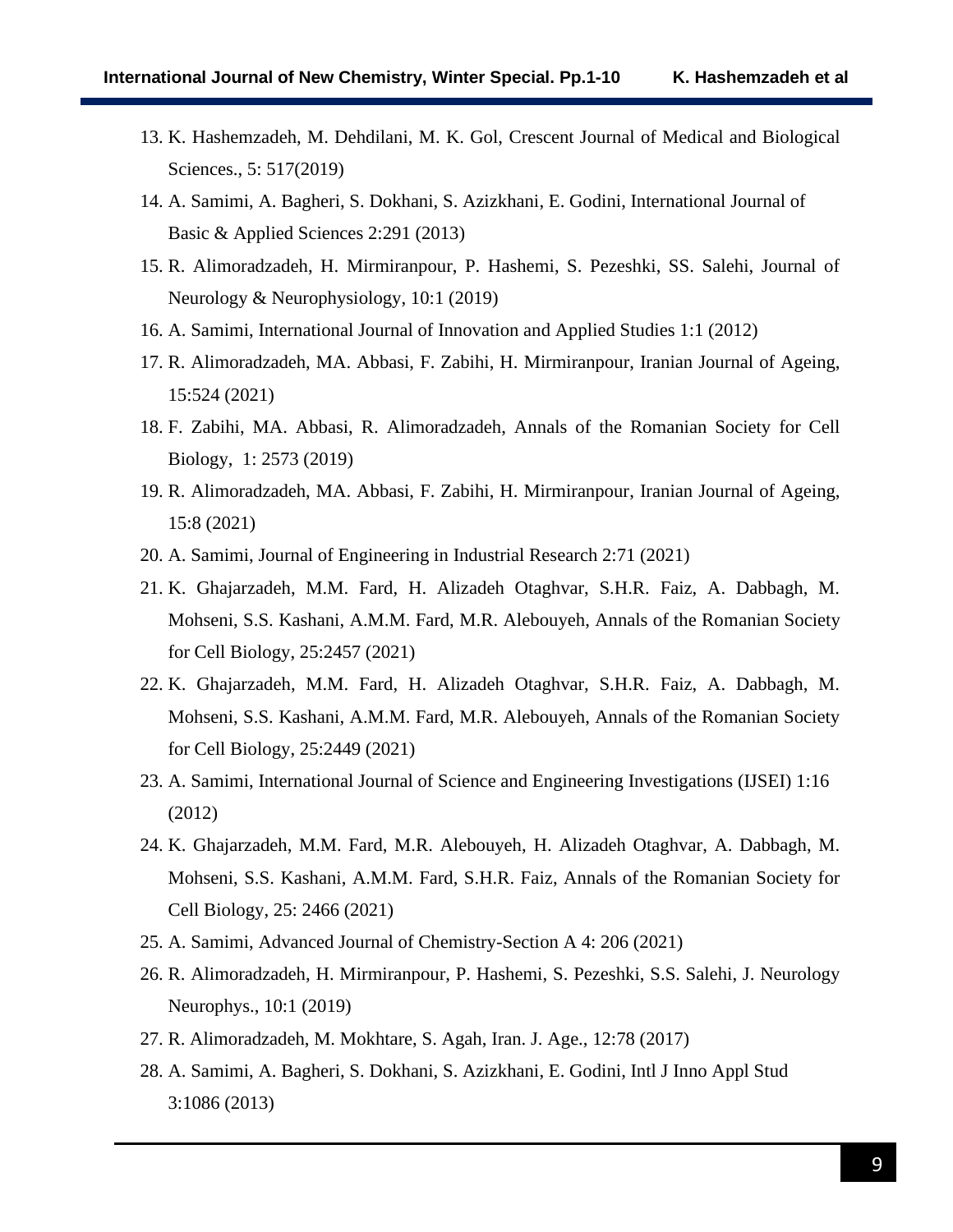13. K. Hashemzadeh, M. Dehdilani, M. K. Gol, Crescent Journal of Medical and Biological Sciences., 5: 517(2019)
14. A. Samimi, A. Bagheri, S. Dokhani, S. Azizkhani, E. Godini, International Journal of Basic & Applied Sciences 2:291 (2013)
15. R. Alimoradzadeh, H. Mirmiranpour, P. Hashemi, S. Pezeshki, SS. Salehi, Journal of Neurology & Neurophysiology, 10:1 (2019)
16. A. Samimi, International Journal of Innovation and Applied Studies 1:1 (2012)
17. R. Alimoradzadeh, MA. Abbasi, F. Zabihi, H. Mirmiranpour, Iranian Journal of Ageing, 15:524 (2021)
18. F. Zabihi, MA. Abbasi, R. Alimoradzadeh, Annals of the Romanian Society for Cell Biology, 1: 2573 (2019)
19. R. Alimoradzadeh, MA. Abbasi, F. Zabihi, H. Mirmiranpour, Iranian Journal of Ageing, 15:8 (2021)
20. A. Samimi, Journal of Engineering in Industrial Research 2:71 (2021)
21. K. Ghajarzadeh, M.M. Fard, H. Alizadeh Otaghvar, S.H.R. Faiz, A. Dabbagh, M. Mohseni, S.S. Kashani, A.M.M. Fard, M.R. Alebouyeh, Annals of the Romanian Society for Cell Biology, 25:2457 (2021)
22. K. Ghajarzadeh, M.M. Fard, H. Alizadeh Otaghvar, S.H.R. Faiz, A. Dabbagh, M. Mohseni, S.S. Kashani, A.M.M. Fard, M.R. Alebouyeh, Annals of the Romanian Society for Cell Biology, 25:2449 (2021)
23. A. Samimi, International Journal of Science and Engineering Investigations (IJSEI) 1:16 (2012)
24. K. Ghajarzadeh, M.M. Fard, M.R. Alebouyeh, H. Alizadeh Otaghvar, A. Dabbagh, M. Mohseni, S.S. Kashani, A.M.M. Fard, S.H.R. Faiz, Annals of the Romanian Society for Cell Biology, 25: 2466 (2021)
25. A. Samimi, Advanced Journal of Chemistry-Section A 4: 206 (2021)
26. R. Alimoradzadeh, H. Mirmiranpour, P. Hashemi, S. Pezeshki, S.S. Salehi, J. Neurology Neurophys., 10:1 (2019)
27. R. Alimoradzadeh, M. Mokhtare, S. Agah, Iran. J. Age., 12:78 (2017)
28. A. Samimi, A. Bagheri, S. Dokhani, S. Azizkhani, E. Godini, Intl J Inno Appl Stud 3:1086 (2013)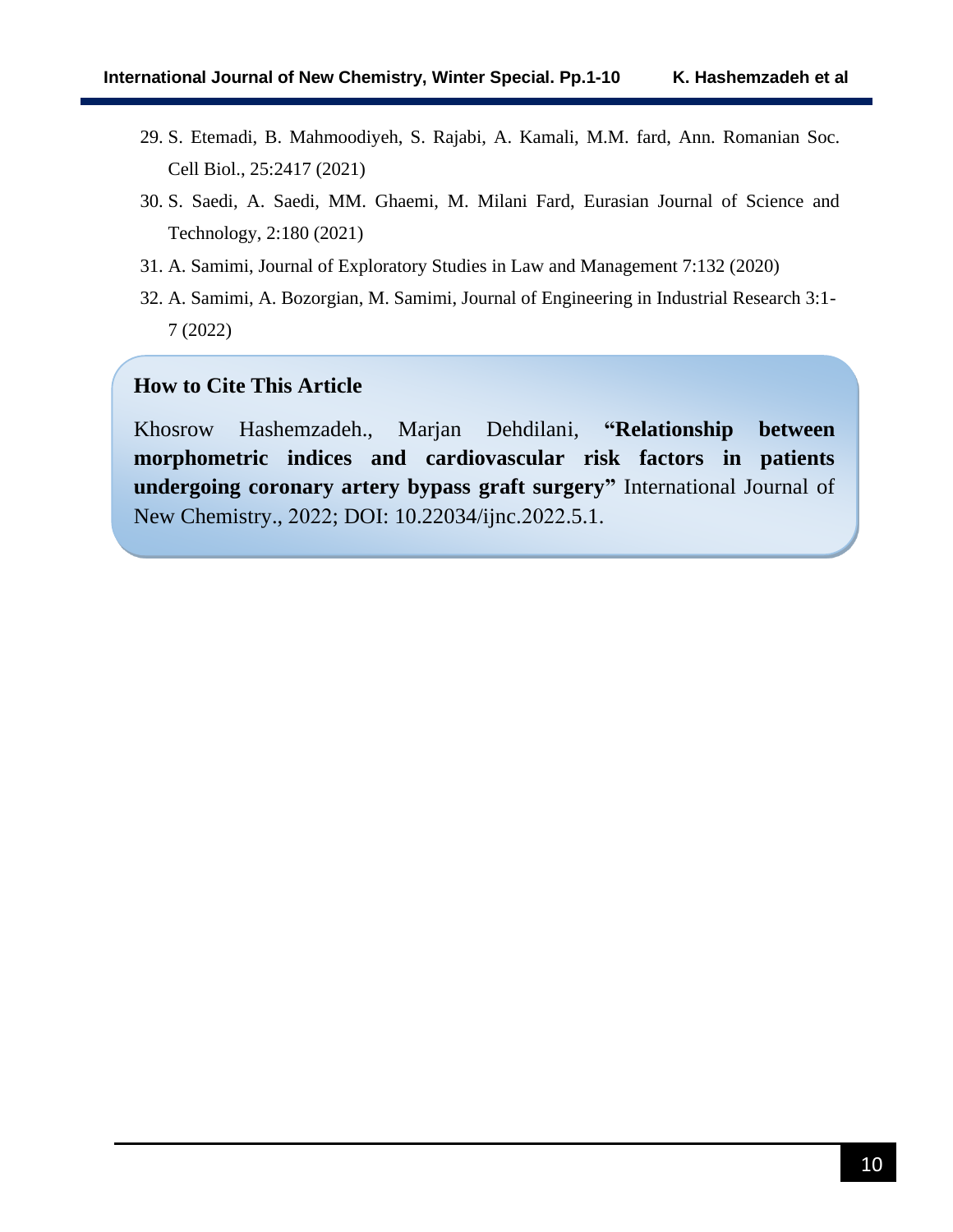29. S. Etemadi, B. Mahmoodiyeh, S. Rajabi, A. Kamali, M.M. fard, Ann. Romanian Soc. Cell Biol., 25:2417 (2021)
30. S. Saedi, A. Saedi, MM. Ghaemi, M. Milani Fard, Eurasian Journal of Science and Technology, 2:180 (2021)
31. A. Samimi, Journal of Exploratory Studies in Law and Management 7:132 (2020)
32. A. Samimi, A. Bozorgian, M. Samimi, Journal of Engineering in Industrial Research 3:1-7 (2022)

**How to Cite This Article**

Khosrow Hashemzadeh., Marjan Dehdilani, **"Relationship between morphometric indices and cardiovascular risk factors in patients undergoing coronary artery bypass graft surgery"** International Journal of New Chemistry., 2022; DOI: 10.22034/ijnc.2022.5.1.